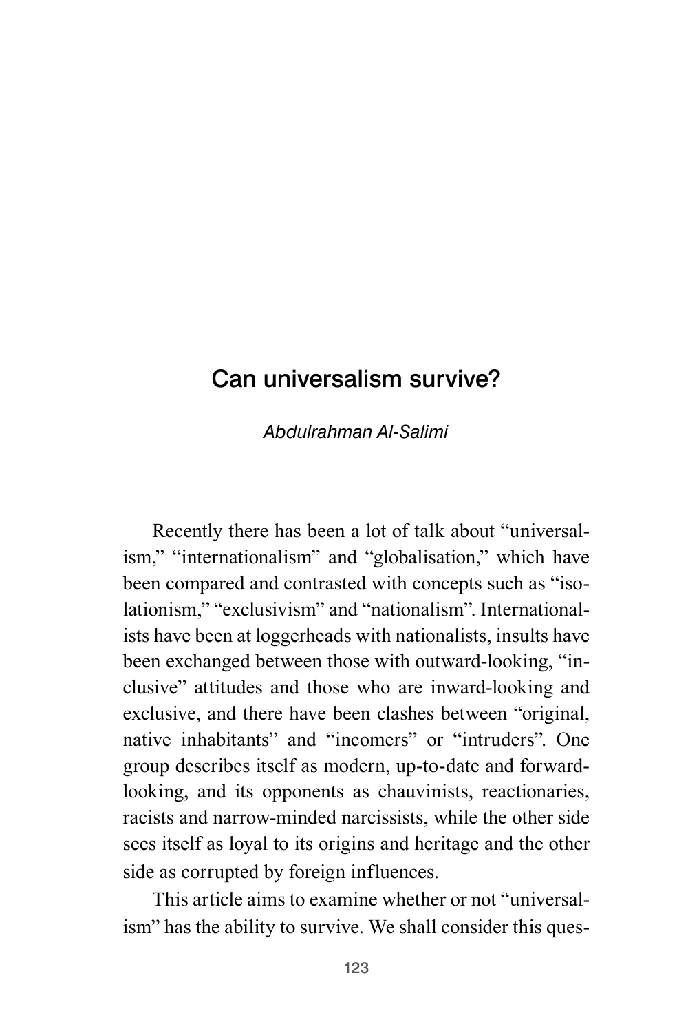# Can universalism survive?

*Abdulrahman Al-Salimi*

Recently there has been a lot of talk about "universalism," "internationalism" and "globalisation," which have been compared and contrasted with concepts such as "isolationism," "exclusivism" and "nationalism". Internationalists have been at loggerheads with nationalists, insults have been exchanged between those with outward-looking, "inclusive" attitudes and those who are inward-looking and exclusive, and there have been clashes between "original, native inhabitants" and "incomers" or "intruders". One group describes itself as modern, up-to-date and forward-looking, and its opponents as chauvinists, reactionaries, racists and narrow-minded narcissists, while the other side sees itself as loyal to its origins and heritage and the other side as corrupted by foreign influences.

This article aims to examine whether or not "universalism" has the ability to survive. We shall consider this ques-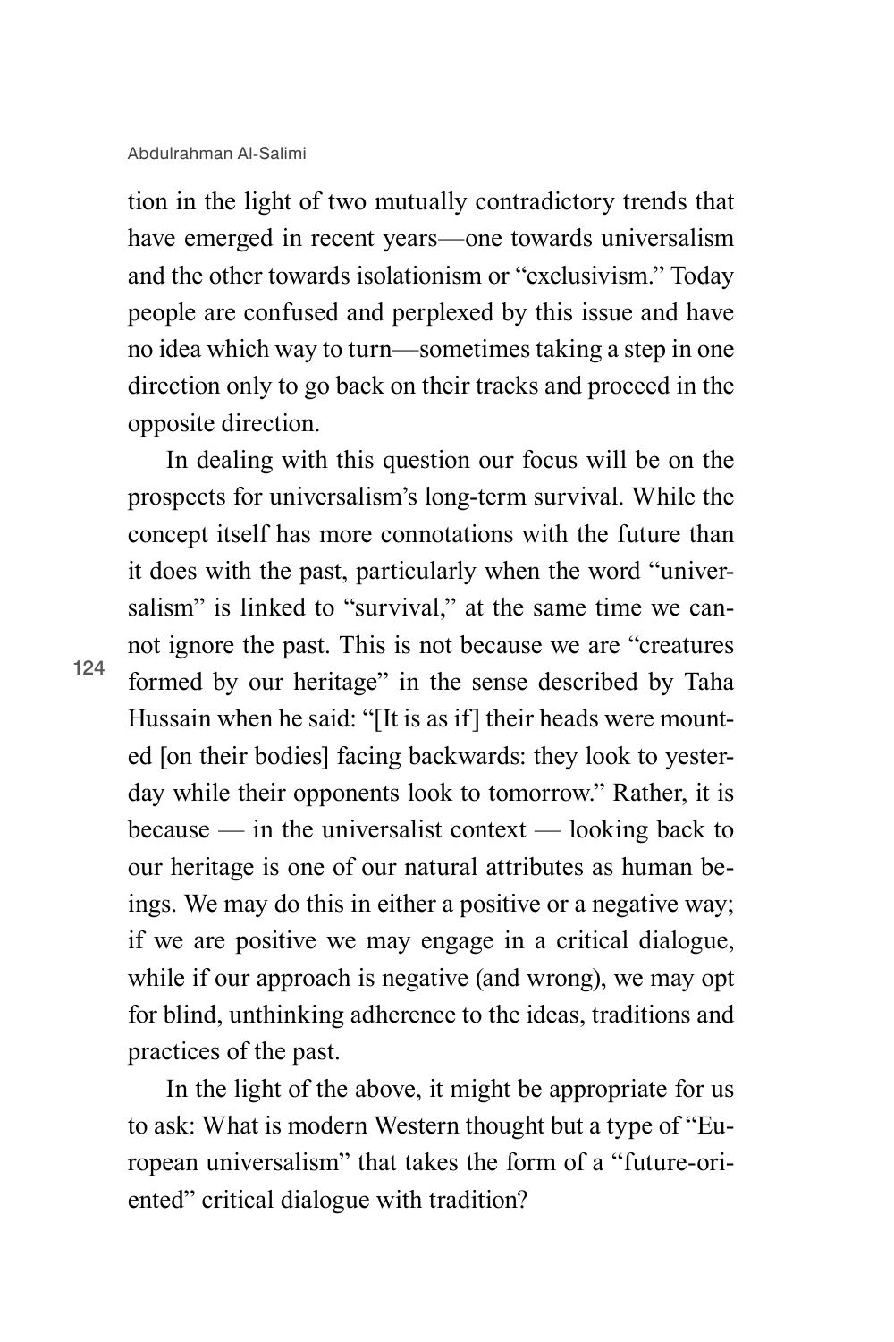tion in the light of two mutually contradictory trends that have emerged in recent years—one towards universalism and the other towards isolationism or "exclusivism." Today people are confused and perplexed by this issue and have no idea which way to turn—sometimes taking a step in one direction only to go back on their tracks and proceed in the opposite direction.

In dealing with this question our focus will be on the prospects for universalism's long-term survival. While the concept itself has more connotations with the future than it does with the past, particularly when the word "universalism" is linked to "survival," at the same time we cannot ignore the past. This is not because we are "creatures formed by our heritage" in the sense described by Taha Hussain when he said: "[It is as if] their heads were mounted [on their bodies] facing backwards: they look to yesterday while their opponents look to tomorrow." Rather, it is because — in the universalist context — looking back to our heritage is one of our natural attributes as human beings. We may do this in either a positive or a negative way; if we are positive we may engage in a critical dialogue, while if our approach is negative (and wrong), we may opt for blind, unthinking adherence to the ideas, traditions and practices of the past.

In the light of the above, it might be appropriate for us to ask: What is modern Western thought but a type of "European universalism" that takes the form of a "future-oriented" critical dialogue with tradition?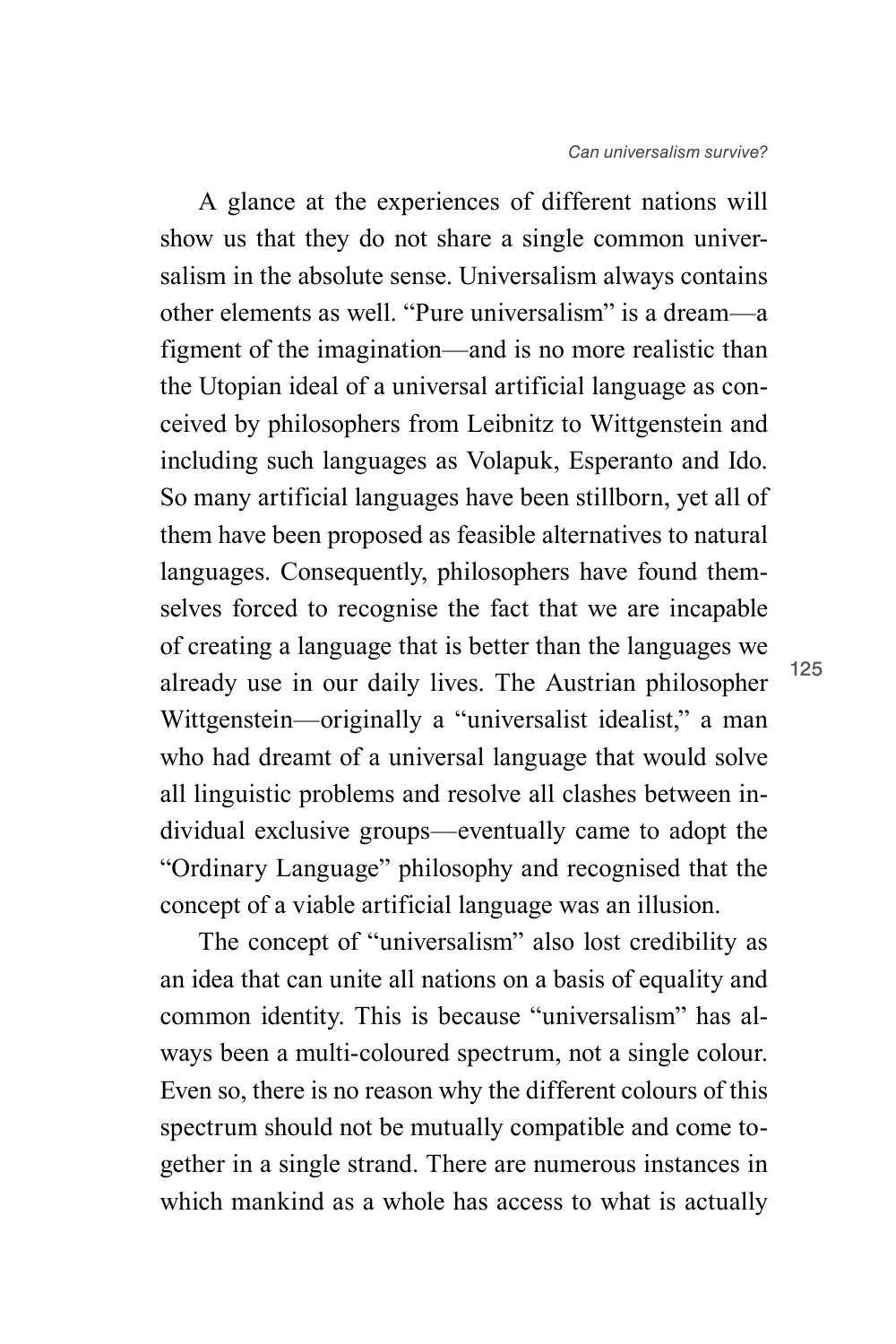A glance at the experiences of different nations will show us that they do not share a single common universalism in the absolute sense. Universalism always contains other elements as well. "Pure universalism" is a dream—a figment of the imagination—and is no more realistic than the Utopian ideal of a universal artificial language as conceived by philosophers from Leibnitz to Wittgenstein and including such languages as Volapuk, Esperanto and Ido. So many artificial languages have been stillborn, yet all of them have been proposed as feasible alternatives to natural languages. Consequently, philosophers have found themselves forced to recognise the fact that we are incapable of creating a language that is better than the languages we already use in our daily lives. The Austrian philosopher Wittgenstein—originally a "universalist idealist," a man who had dreamt of a universal language that would solve all linguistic problems and resolve all clashes between individual exclusive groups—eventually came to adopt the "Ordinary Language" philosophy and recognised that the concept of a viable artificial language was an illusion.

The concept of "universalism" also lost credibility as an idea that can unite all nations on a basis of equality and common identity. This is because "universalism" has always been a multi-coloured spectrum, not a single colour. Even so, there is no reason why the different colours of this spectrum should not be mutually compatible and come together in a single strand. There are numerous instances in which mankind as a whole has access to what is actually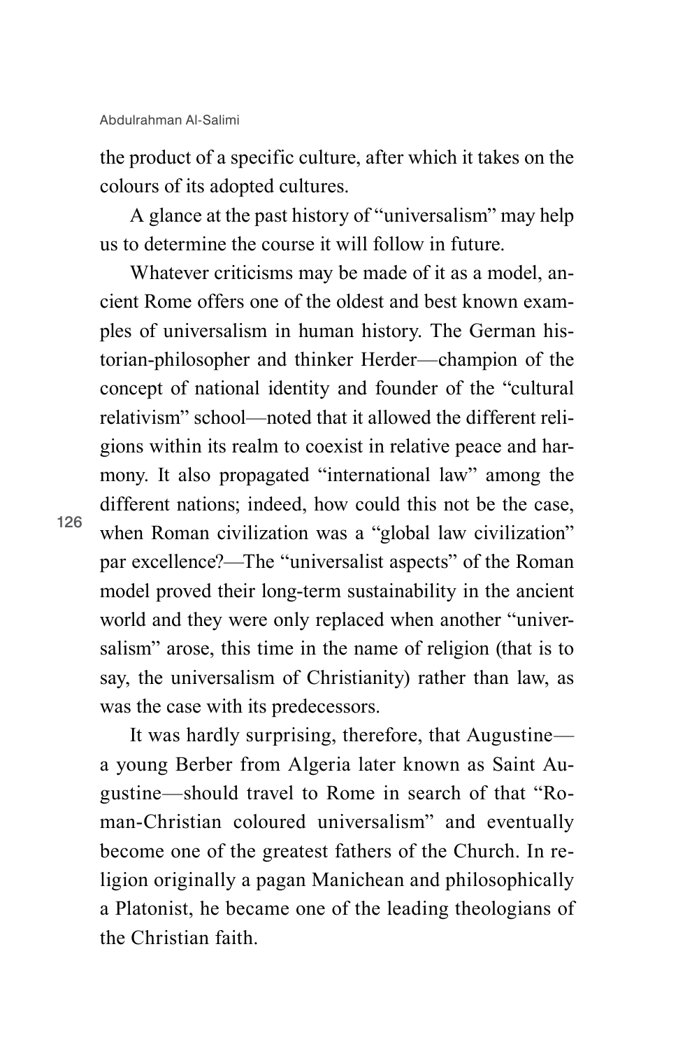the product of a specific culture, after which it takes on the colours of its adopted cultures.

A glance at the past history of "universalism" may help us to determine the course it will follow in future.

Whatever criticisms may be made of it as a model, ancient Rome offers one of the oldest and best known examples of universalism in human history. The German historian-philosopher and thinker Herder—champion of the concept of national identity and founder of the "cultural relativism" school—noted that it allowed the different religions within its realm to coexist in relative peace and harmony. It also propagated "international law" among the different nations; indeed, how could this not be the case, when Roman civilization was a "global law civilization" par excellence?—The "universalist aspects" of the Roman model proved their long-term sustainability in the ancient world and they were only replaced when another "universalism" arose, this time in the name of religion (that is to say, the universalism of Christianity) rather than law, as was the case with its predecessors.

It was hardly surprising, therefore, that Augustine—a young Berber from Algeria later known as Saint Augustine—should travel to Rome in search of that "Roman-Christian coloured universalism" and eventually become one of the greatest fathers of the Church. In religion originally a pagan Manichean and philosophically a Platonist, he became one of the leading theologians of the Christian faith.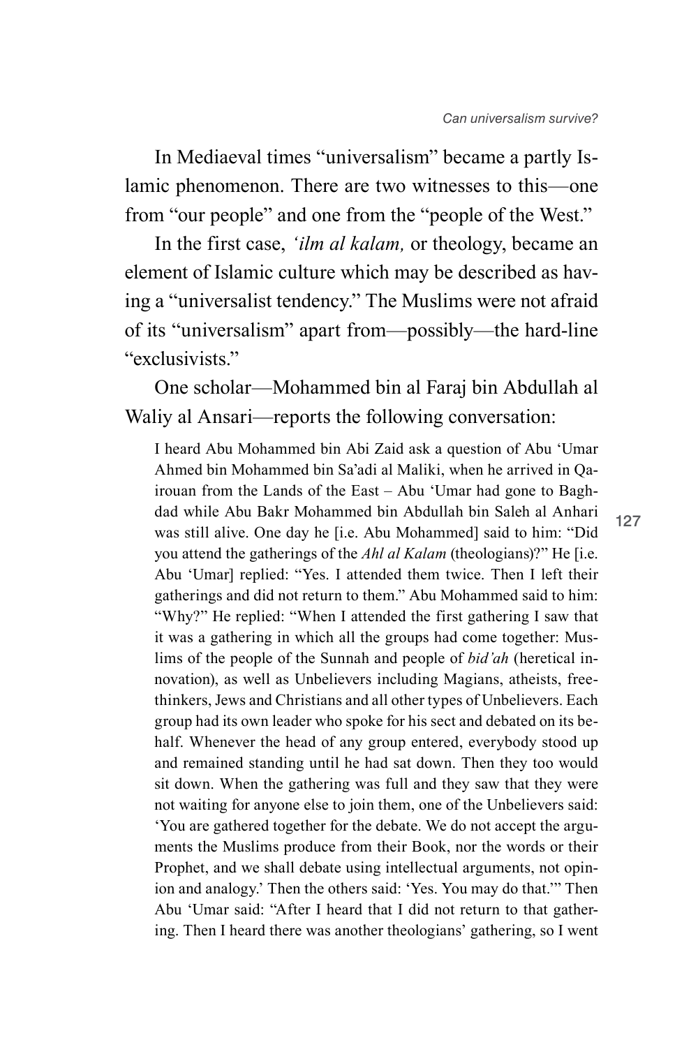In Mediaeval times "universalism" became a partly Islamic phenomenon. There are two witnesses to this—one from "our people" and one from the "people of the West."

In the first case, *'ilm al kalam,* or theology, became an element of Islamic culture which may be described as having a "universalist tendency." The Muslims were not afraid of its "universalism" apart from—possibly—the hard-line "exclusivists."

One scholar—Mohammed bin al Faraj bin Abdullah al Waliy al Ansari—reports the following conversation:

> I heard Abu Mohammed bin Abi Zaid ask a question of Abu 'Umar Ahmed bin Mohammed bin Sa'adi al Maliki, when he arrived in Qairouan from the Lands of the East – Abu 'Umar had gone to Baghdad while Abu Bakr Mohammed bin Abdullah bin Saleh al Anhari was still alive. One day he [i.e. Abu Mohammed] said to him: "Did you attend the gatherings of the *Ahl al Kalam* (theologians)?" He [i.e. Abu 'Umar] replied: "Yes. I attended them twice. Then I left their gatherings and did not return to them." Abu Mohammed said to him: "Why?" He replied: "When I attended the first gathering I saw that it was a gathering in which all the groups had come together: Muslims of the people of the Sunnah and people of *bid'ah* (heretical innovation), as well as Unbelievers including Magians, atheists, freethinkers, Jews and Christians and all other types of Unbelievers. Each group had its own leader who spoke for his sect and debated on its behalf. Whenever the head of any group entered, everybody stood up and remained standing until he had sat down. Then they too would sit down. When the gathering was full and they saw that they were not waiting for anyone else to join them, one of the Unbelievers said: 'You are gathered together for the debate. We do not accept the arguments the Muslims produce from their Book, nor the words or their Prophet, and we shall debate using intellectual arguments, not opinion and analogy.' Then the others said: 'Yes. You may do that.'" Then Abu 'Umar said: "After I heard that I did not return to that gathering. Then I heard there was another theologians' gathering, so I went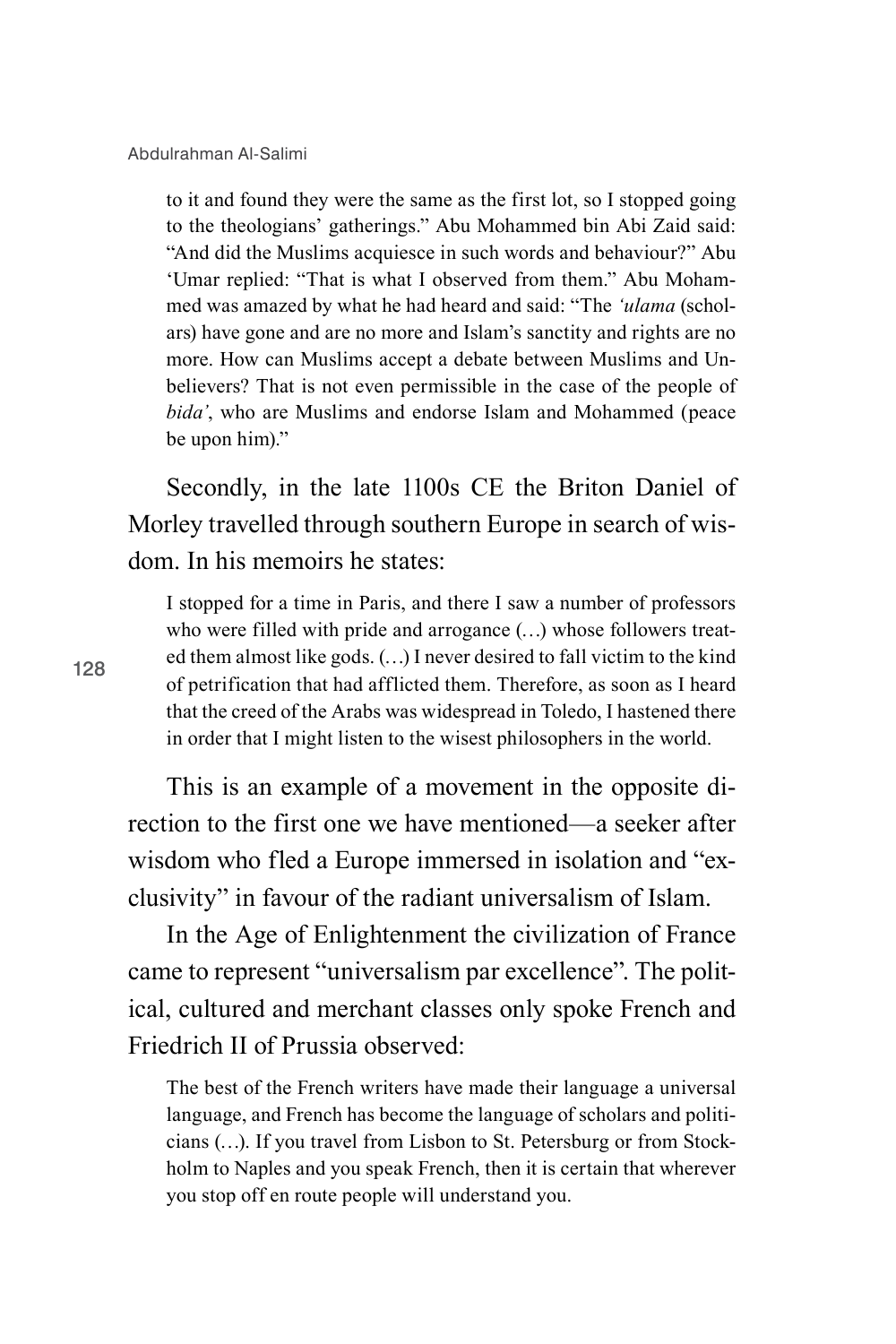to it and found they were the same as the first lot, so I stopped going to the theologians' gatherings." Abu Mohammed bin Abi Zaid said: "And did the Muslims acquiesce in such words and behaviour?" Abu 'Umar replied: "That is what I observed from them." Abu Mohammed was amazed by what he had heard and said: "The *'ulama* (scholars) have gone and are no more and Islam's sanctity and rights are no more. How can Muslims accept a debate between Muslims and Unbelievers? That is not even permissible in the case of the people of *bida'*, who are Muslims and endorse Islam and Mohammed (peace be upon him)."

Secondly, in the late 1100s CE the Briton Daniel of Morley travelled through southern Europe in search of wisdom. In his memoirs he states:

> I stopped for a time in Paris, and there I saw a number of professors who were filled with pride and arrogance (…) whose followers treated them almost like gods. (…) I never desired to fall victim to the kind of petrification that had afflicted them. Therefore, as soon as I heard that the creed of the Arabs was widespread in Toledo, I hastened there in order that I might listen to the wisest philosophers in the world.

This is an example of a movement in the opposite direction to the first one we have mentioned—a seeker after wisdom who fled a Europe immersed in isolation and "exclusivity" in favour of the radiant universalism of Islam.

In the Age of Enlightenment the civilization of France came to represent "universalism par excellence". The political, cultured and merchant classes only spoke French and Friedrich II of Prussia observed:

> The best of the French writers have made their language a universal language, and French has become the language of scholars and politicians (…). If you travel from Lisbon to St. Petersburg or from Stockholm to Naples and you speak French, then it is certain that wherever you stop off en route people will understand you.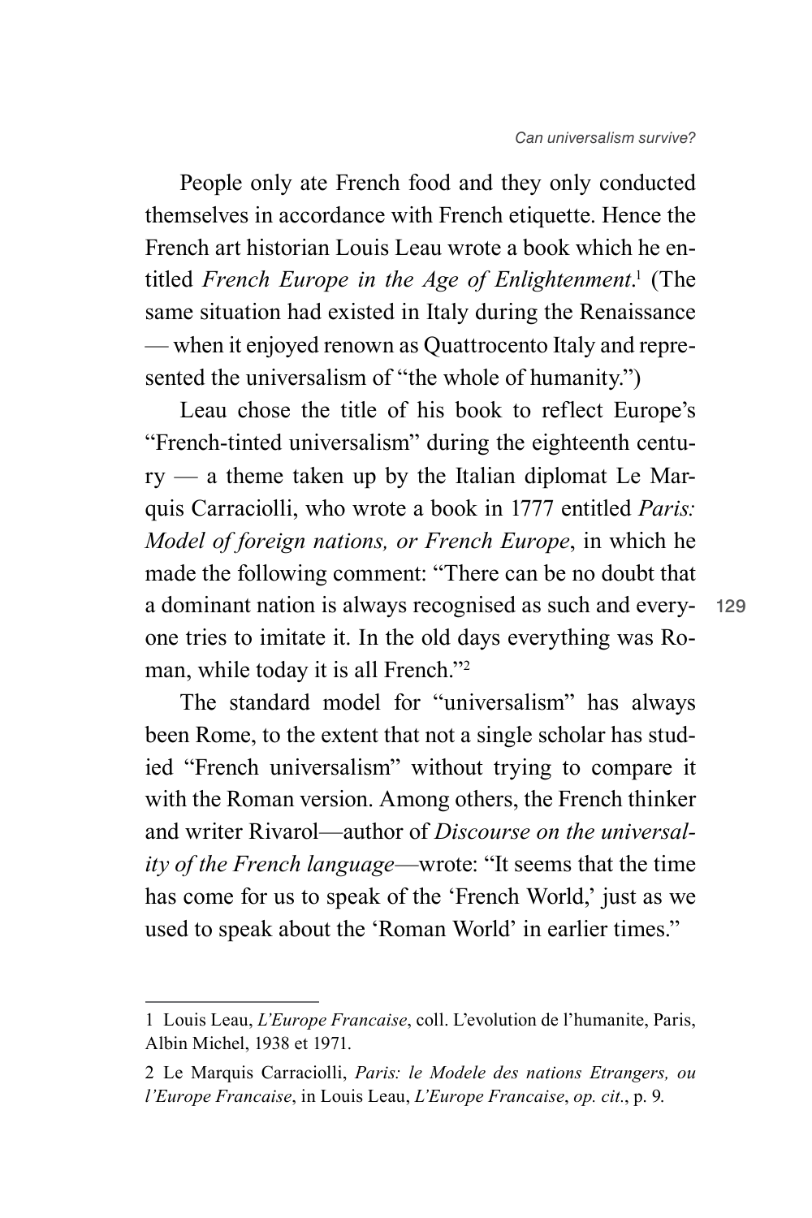People only ate French food and they only conducted themselves in accordance with French etiquette. Hence the French art historian Louis Leau wrote a book which he entitled *French Europe in the Age of Enlightenment*.[1] (The same situation had existed in Italy during the Renaissance — when it enjoyed renown as Quattrocento Italy and represented the universalism of "the whole of humanity.")

Leau chose the title of his book to reflect Europe's "French-tinted universalism" during the eighteenth century — a theme taken up by the Italian diplomat Le Marquis Carraciolli, who wrote a book in 1777 entitled *Paris: Model of foreign nations, or French Europe*, in which he made the following comment: "There can be no doubt that a dominant nation is always recognised as such and everyone tries to imitate it. In the old days everything was Roman, while today it is all French."[2]

The standard model for "universalism" has always been Rome, to the extent that not a single scholar has studied "French universalism" without trying to compare it with the Roman version. Among others, the French thinker and writer Rivarol—author of *Discourse on the universality of the French language*—wrote: "It seems that the time has come for us to speak of the 'French World,' just as we used to speak about the 'Roman World' in earlier times."

---

1 Louis Leau, *L'Europe Francaise*, coll. L'evolution de l'humanite, Paris, Albin Michel, 1938 et 1971.

2 Le Marquis Carraciolli, *Paris: le Modele des nations Etrangers, ou l'Europe Francaise*, in Louis Leau, *L'Europe Francaise*, *op. cit.*, p. 9.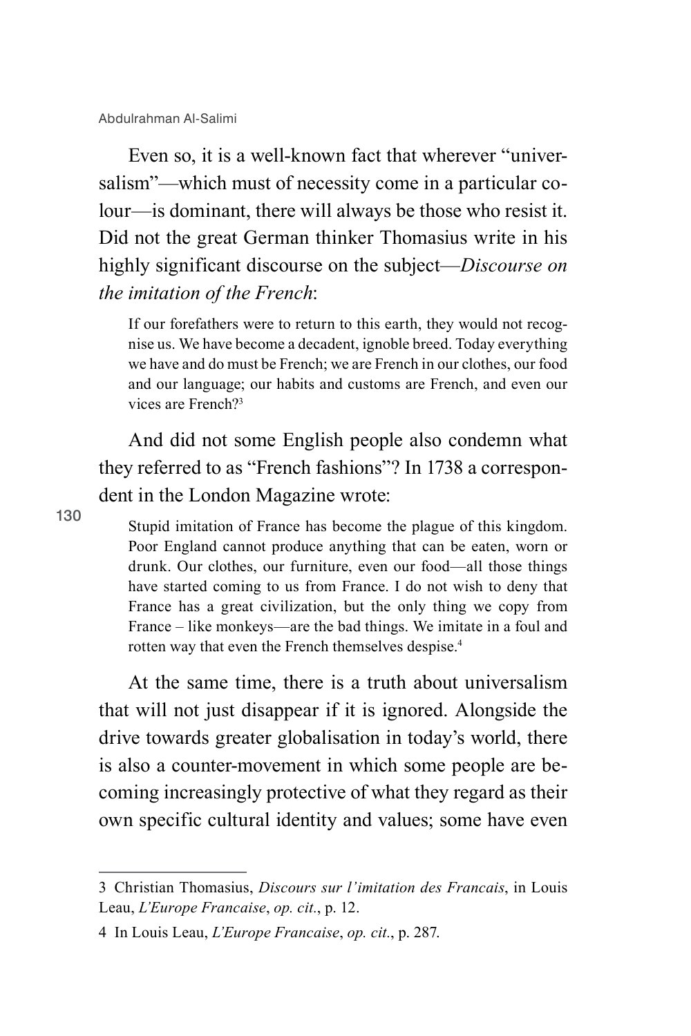Even so, it is a well-known fact that wherever "universalism"—which must of necessity come in a particular colour—is dominant, there will always be those who resist it. Did not the great German thinker Thomasius write in his highly significant discourse on the subject—*Discourse on the imitation of the French*:

> If our forefathers were to return to this earth, they would not recognise us. We have become a decadent, ignoble breed. Today everything we have and do must be French; we are French in our clothes, our food and our language; our habits and customs are French, and even our vices are French?[3]

And did not some English people also condemn what they referred to as "French fashions"? In 1738 a correspondent in the London Magazine wrote:

> Stupid imitation of France has become the plague of this kingdom. Poor England cannot produce anything that can be eaten, worn or drunk. Our clothes, our furniture, even our food—all those things have started coming to us from France. I do not wish to deny that France has a great civilization, but the only thing we copy from France – like monkeys—are the bad things. We imitate in a foul and rotten way that even the French themselves despise.[4]

At the same time, there is a truth about universalism that will not just disappear if it is ignored. Alongside the drive towards greater globalisation in today's world, there is also a counter-movement in which some people are becoming increasingly protective of what they regard as their own specific cultural identity and values; some have even

---

3 Christian Thomasius, *Discours sur l'imitation des Francais*, in Louis Leau, *L'Europe Francaise*, *op. cit*., p. 12.

4 In Louis Leau, *L'Europe Francaise*, *op. cit*., p. 287.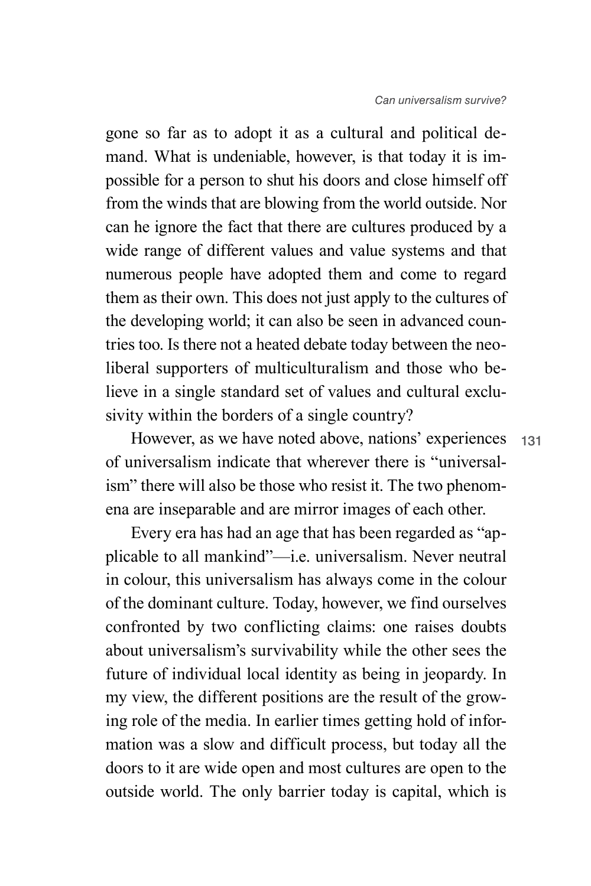gone so far as to adopt it as a cultural and political demand. What is undeniable, however, is that today it is impossible for a person to shut his doors and close himself off from the winds that are blowing from the world outside. Nor can he ignore the fact that there are cultures produced by a wide range of different values and value systems and that numerous people have adopted them and come to regard them as their own. This does not just apply to the cultures of the developing world; it can also be seen in advanced countries too. Is there not a heated debate today between the neoliberal supporters of multiculturalism and those who believe in a single standard set of values and cultural exclusivity within the borders of a single country?

However, as we have noted above, nations' experiences of universalism indicate that wherever there is "universalism" there will also be those who resist it. The two phenomena are inseparable and are mirror images of each other.

Every era has had an age that has been regarded as "applicable to all mankind"—i.e. universalism. Never neutral in colour, this universalism has always come in the colour of the dominant culture. Today, however, we find ourselves confronted by two conflicting claims: one raises doubts about universalism's survivability while the other sees the future of individual local identity as being in jeopardy. In my view, the different positions are the result of the growing role of the media. In earlier times getting hold of information was a slow and difficult process, but today all the doors to it are wide open and most cultures are open to the outside world. The only barrier today is capital, which is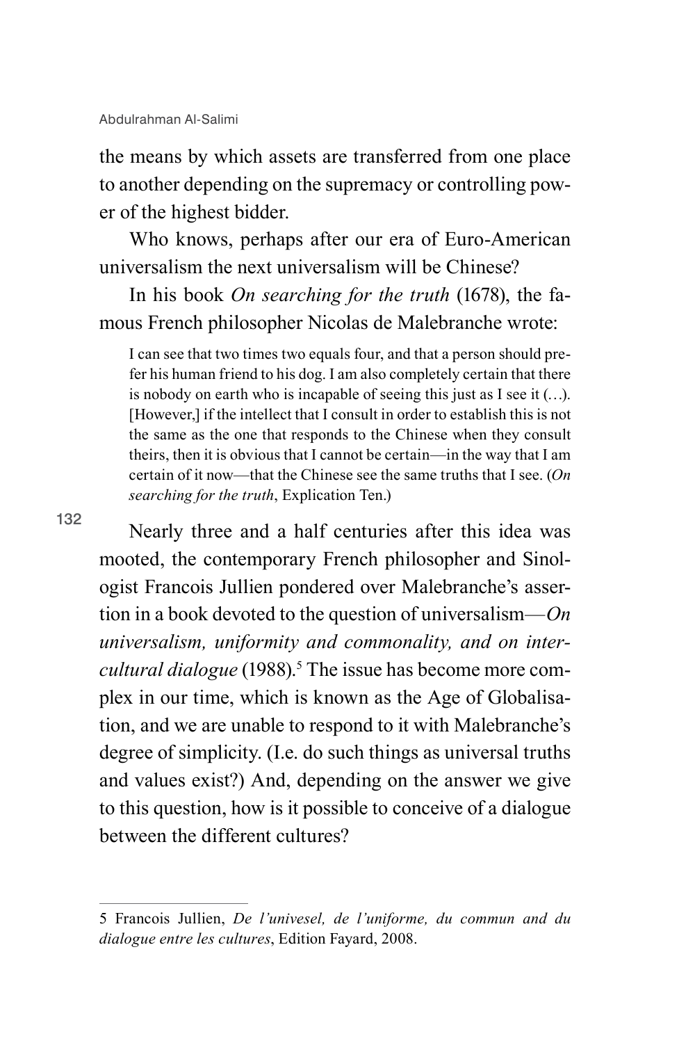the means by which assets are transferred from one place to another depending on the supremacy or controlling power of the highest bidder.

Who knows, perhaps after our era of Euro-American universalism the next universalism will be Chinese?

In his book *On searching for the truth* (1678), the famous French philosopher Nicolas de Malebranche wrote:

> I can see that two times two equals four, and that a person should prefer his human friend to his dog. I am also completely certain that there is nobody on earth who is incapable of seeing this just as I see it (…). [However,] if the intellect that I consult in order to establish this is not the same as the one that responds to the Chinese when they consult theirs, then it is obvious that I cannot be certain—in the way that I am certain of it now—that the Chinese see the same truths that I see. (*On searching for the truth*, Explication Ten.)

Nearly three and a half centuries after this idea was mooted, the contemporary French philosopher and Sinologist Francois Jullien pondered over Malebranche's assertion in a book devoted to the question of universalism—*On universalism, uniformity and commonality, and on intercultural dialogue* (1988).[5] The issue has become more complex in our time, which is known as the Age of Globalisation, and we are unable to respond to it with Malebranche's degree of simplicity. (I.e. do such things as universal truths and values exist?) And, depending on the answer we give to this question, how is it possible to conceive of a dialogue between the different cultures?

---

5 Francois Jullien, *De l'univesel, de l'uniforme, du commun and du dialogue entre les cultures*, Edition Fayard, 2008.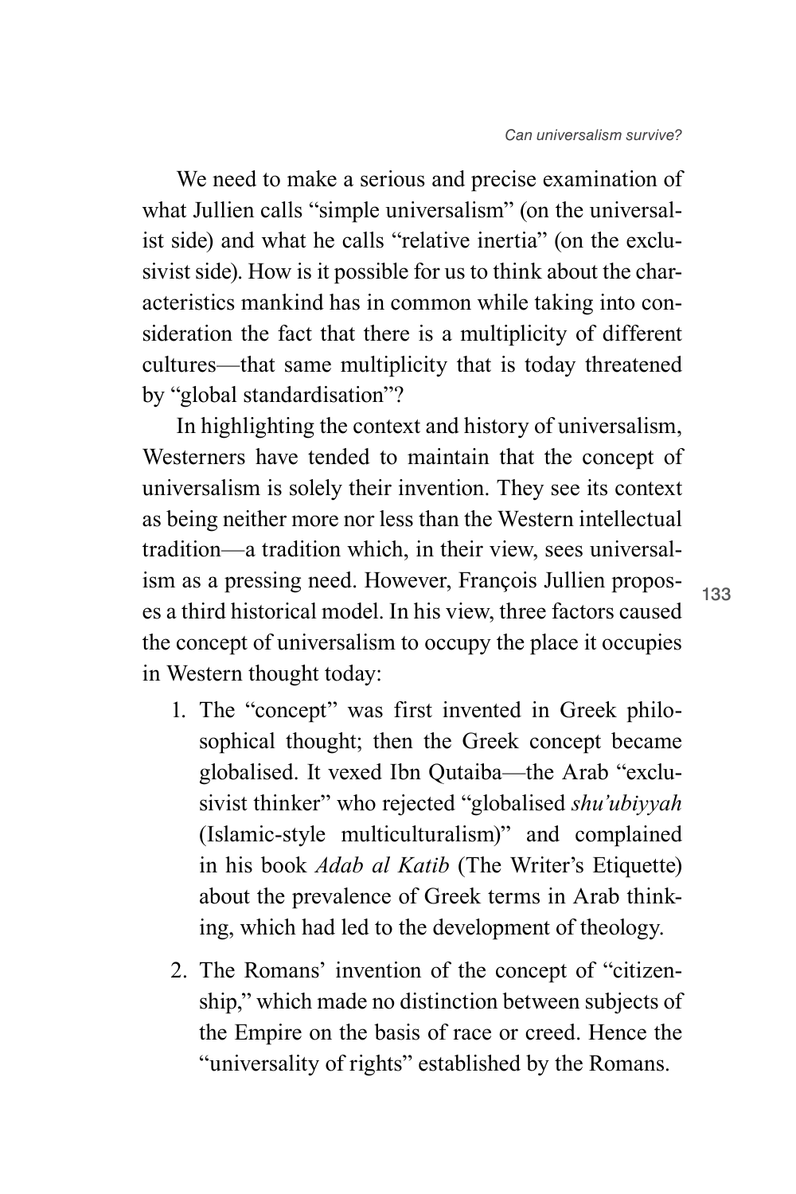We need to make a serious and precise examination of what Jullien calls "simple universalism" (on the universalist side) and what he calls "relative inertia" (on the exclusivist side). How is it possible for us to think about the characteristics mankind has in common while taking into consideration the fact that there is a multiplicity of different cultures—that same multiplicity that is today threatened by "global standardisation"?

In highlighting the context and history of universalism, Westerners have tended to maintain that the concept of universalism is solely their invention. They see its context as being neither more nor less than the Western intellectual tradition—a tradition which, in their view, sees universalism as a pressing need. However, François Jullien proposes a third historical model. In his view, three factors caused the concept of universalism to occupy the place it occupies in Western thought today:

1. The "concept" was first invented in Greek philosophical thought; then the Greek concept became globalised. It vexed Ibn Qutaiba—the Arab "exclusivist thinker" who rejected "globalised *shu'ubiyyah* (Islamic-style multiculturalism)" and complained in his book *Adab al Katib* (The Writer's Etiquette) about the prevalence of Greek terms in Arab thinking, which had led to the development of theology.

2. The Romans' invention of the concept of "citizenship," which made no distinction between subjects of the Empire on the basis of race or creed. Hence the "universality of rights" established by the Romans.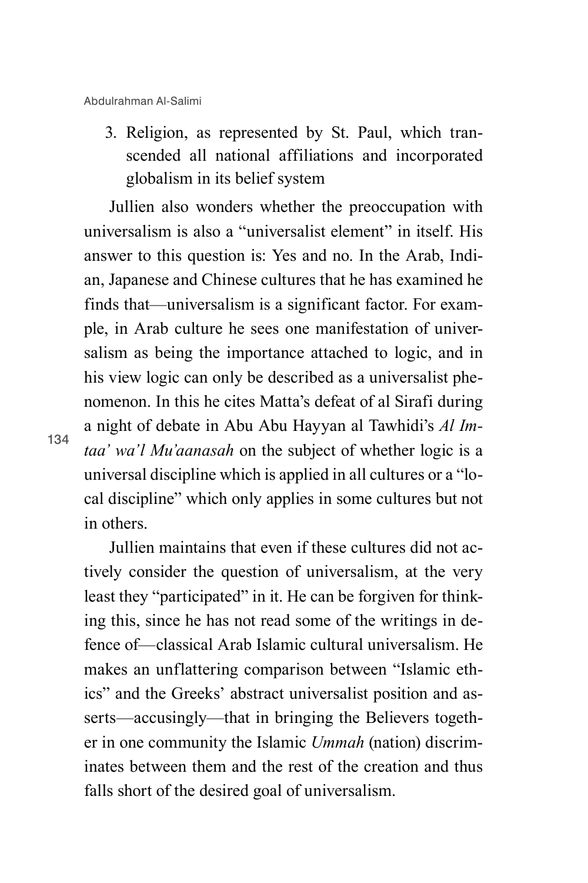3. Religion, as represented by St. Paul, which transcended all national affiliations and incorporated globalism in its belief system

Jullien also wonders whether the preoccupation with universalism is also a "universalist element" in itself. His answer to this question is: Yes and no. In the Arab, Indian, Japanese and Chinese cultures that he has examined he finds that—universalism is a significant factor. For example, in Arab culture he sees one manifestation of universalism as being the importance attached to logic, and in his view logic can only be described as a universalist phenomenon. In this he cites Matta's defeat of al Sirafi during a night of debate in Abu Abu Hayyan al Tawhidi's *Al Imtaa' wa'l Mu'aanasah* on the subject of whether logic is a universal discipline which is applied in all cultures or a "local discipline" which only applies in some cultures but not in others.

Jullien maintains that even if these cultures did not actively consider the question of universalism, at the very least they "participated" in it. He can be forgiven for thinking this, since he has not read some of the writings in defence of—classical Arab Islamic cultural universalism. He makes an unflattering comparison between "Islamic ethics" and the Greeks' abstract universalist position and asserts—accusingly—that in bringing the Believers together in one community the Islamic *Ummah* (nation) discriminates between them and the rest of the creation and thus falls short of the desired goal of universalism.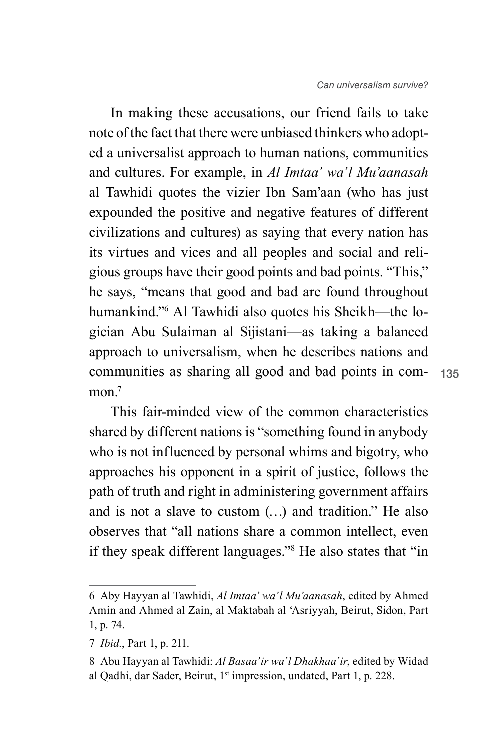In making these accusations, our friend fails to take note of the fact that there were unbiased thinkers who adopted a universalist approach to human nations, communities and cultures. For example, in *Al Imtaa' wa'l Mu'aanasah* al Tawhidi quotes the vizier Ibn Sam'aan (who has just expounded the positive and negative features of different civilizations and cultures) as saying that every nation has its virtues and vices and all peoples and social and religious groups have their good points and bad points. "This," he says, "means that good and bad are found throughout humankind."[6] Al Tawhidi also quotes his Sheikh—the logician Abu Sulaiman al Sijistani—as taking a balanced approach to universalism, when he describes nations and communities as sharing all good and bad points in common.[7]

This fair-minded view of the common characteristics shared by different nations is "something found in anybody who is not influenced by personal whims and bigotry, who approaches his opponent in a spirit of justice, follows the path of truth and right in administering government affairs and is not a slave to custom (…) and tradition." He also observes that "all nations share a common intellect, even if they speak different languages."[8] He also states that "in

---

6 Aby Hayyan al Tawhidi, *Al Imtaa' wa'l Mu'aanasah*, edited by Ahmed Amin and Ahmed al Zain, al Maktabah al 'Asriyyah, Beirut, Sidon, Part 1, p. 74.

7 *Ibid.*, Part 1, p. 211.

8 Abu Hayyan al Tawhidi: *Al Basaa'ir wa'l Dhakhaa'ir*, edited by Widad al Qadhi, dar Sader, Beirut, 1st impression, undated, Part 1, p. 228.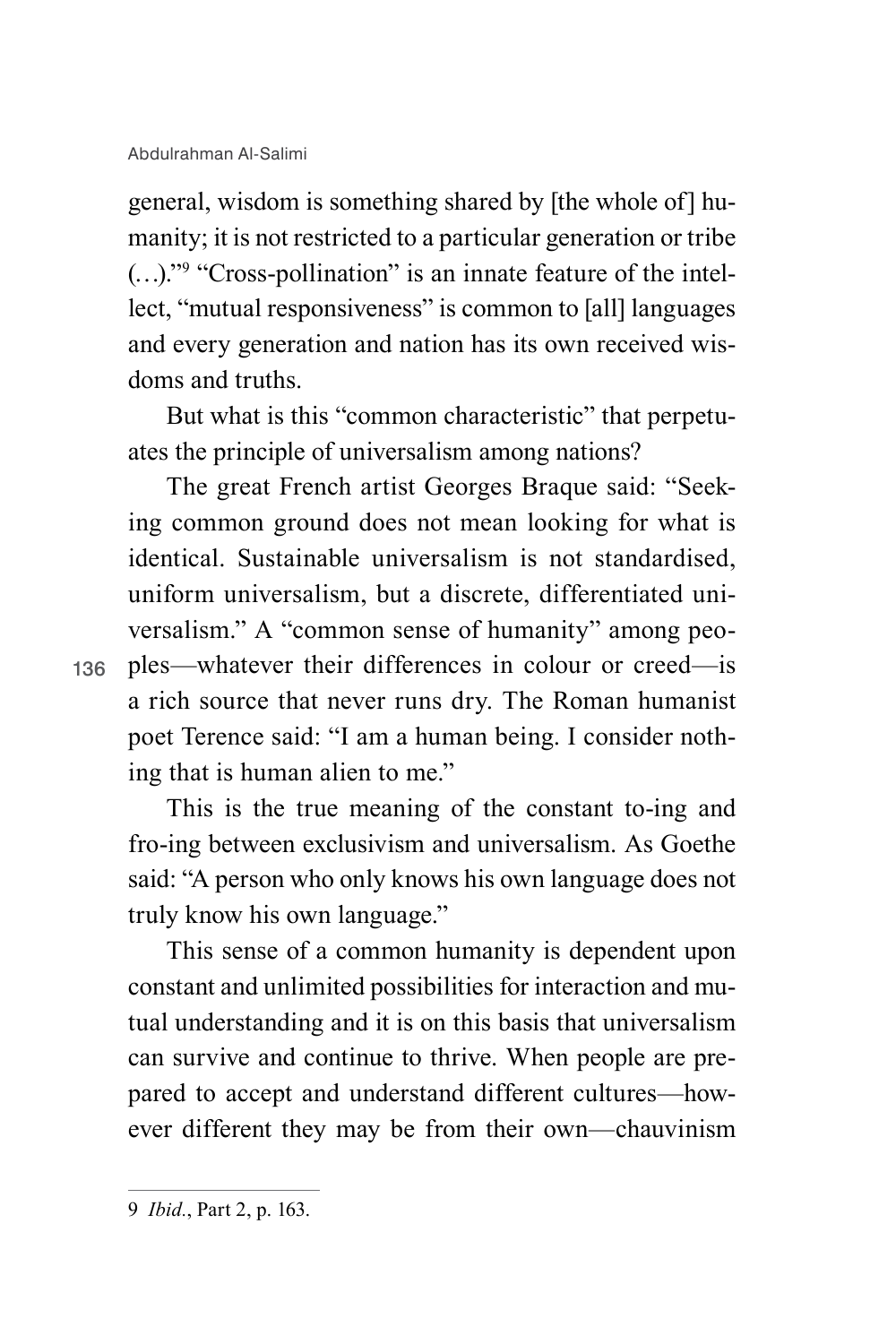general, wisdom is something shared by [the whole of] humanity; it is not restricted to a particular generation or tribe (…)."[9] "Cross-pollination" is an innate feature of the intellect, "mutual responsiveness" is common to [all] languages and every generation and nation has its own received wisdoms and truths.

But what is this "common characteristic" that perpetuates the principle of universalism among nations?

The great French artist Georges Braque said: "Seeking common ground does not mean looking for what is identical. Sustainable universalism is not standardised, uniform universalism, but a discrete, differentiated universalism." A "common sense of humanity" among peoples—whatever their differences in colour or creed—is a rich source that never runs dry. The Roman humanist poet Terence said: "I am a human being. I consider nothing that is human alien to me."

This is the true meaning of the constant to-ing and fro-ing between exclusivism and universalism. As Goethe said: "A person who only knows his own language does not truly know his own language."

This sense of a common humanity is dependent upon constant and unlimited possibilities for interaction and mutual understanding and it is on this basis that universalism can survive and continue to thrive. When people are prepared to accept and understand different cultures—however different they may be from their own—chauvinism

---

9 *Ibid.*, Part 2, p. 163.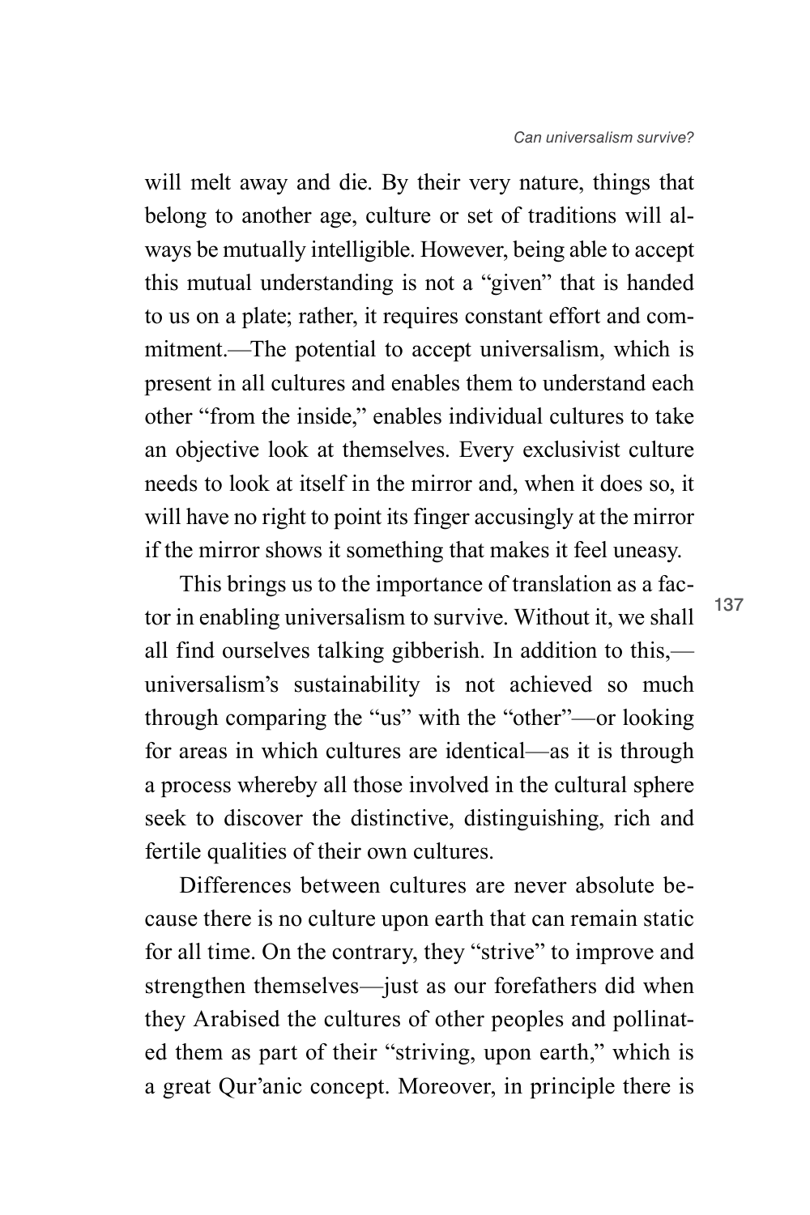will melt away and die. By their very nature, things that belong to another age, culture or set of traditions will always be mutually intelligible. However, being able to accept this mutual understanding is not a "given" that is handed to us on a plate; rather, it requires constant effort and commitment.—The potential to accept universalism, which is present in all cultures and enables them to understand each other "from the inside," enables individual cultures to take an objective look at themselves. Every exclusivist culture needs to look at itself in the mirror and, when it does so, it will have no right to point its finger accusingly at the mirror if the mirror shows it something that makes it feel uneasy.

This brings us to the importance of translation as a factor in enabling universalism to survive. Without it, we shall all find ourselves talking gibberish. In addition to this,—universalism's sustainability is not achieved so much through comparing the "us" with the "other"—or looking for areas in which cultures are identical—as it is through a process whereby all those involved in the cultural sphere seek to discover the distinctive, distinguishing, rich and fertile qualities of their own cultures.

Differences between cultures are never absolute because there is no culture upon earth that can remain static for all time. On the contrary, they "strive" to improve and strengthen themselves—just as our forefathers did when they Arabised the cultures of other peoples and pollinated them as part of their "striving, upon earth," which is a great Qur'anic concept. Moreover, in principle there is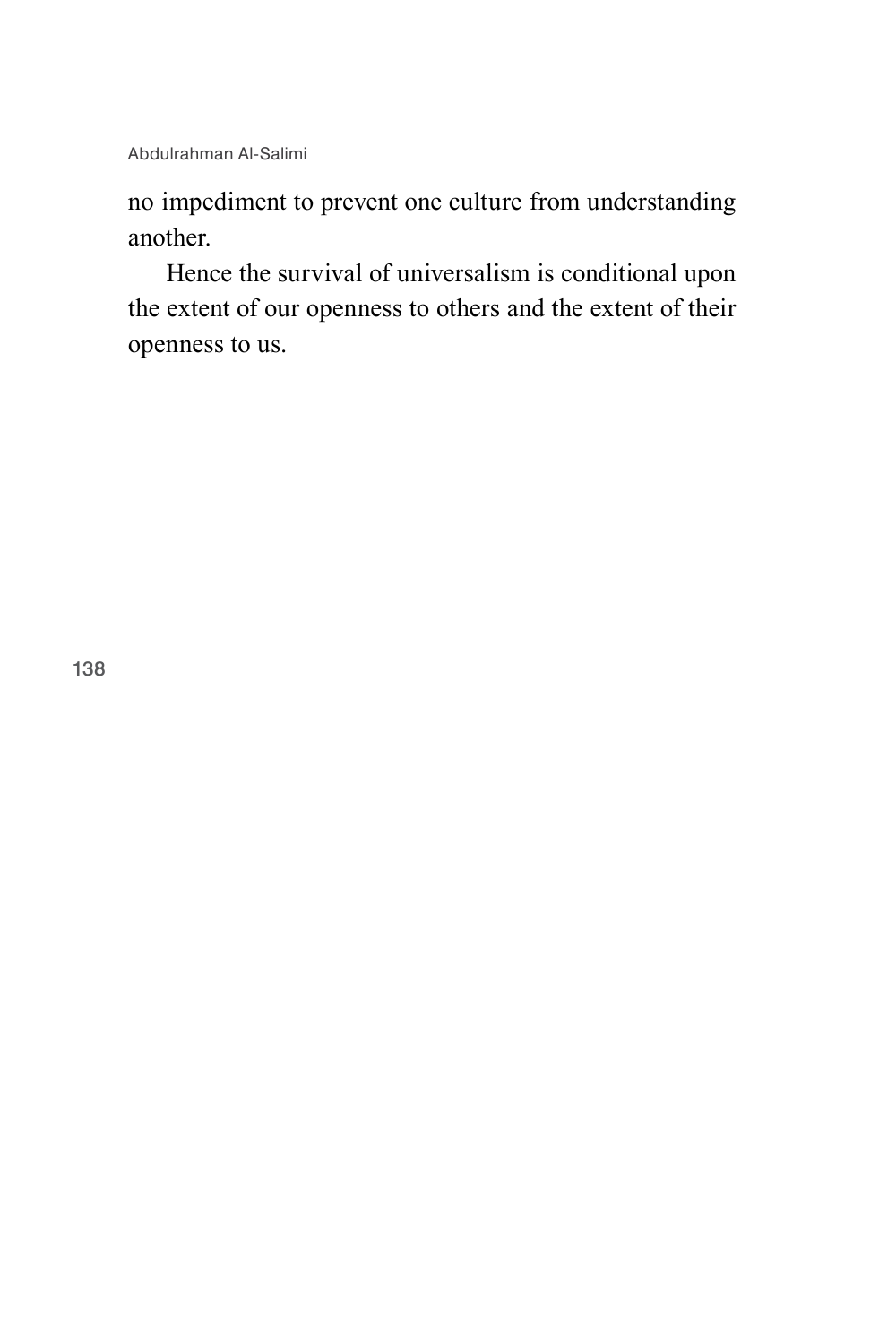no impediment to prevent one culture from understanding another.

Hence the survival of universalism is conditional upon the extent of our openness to others and the extent of their openness to us.